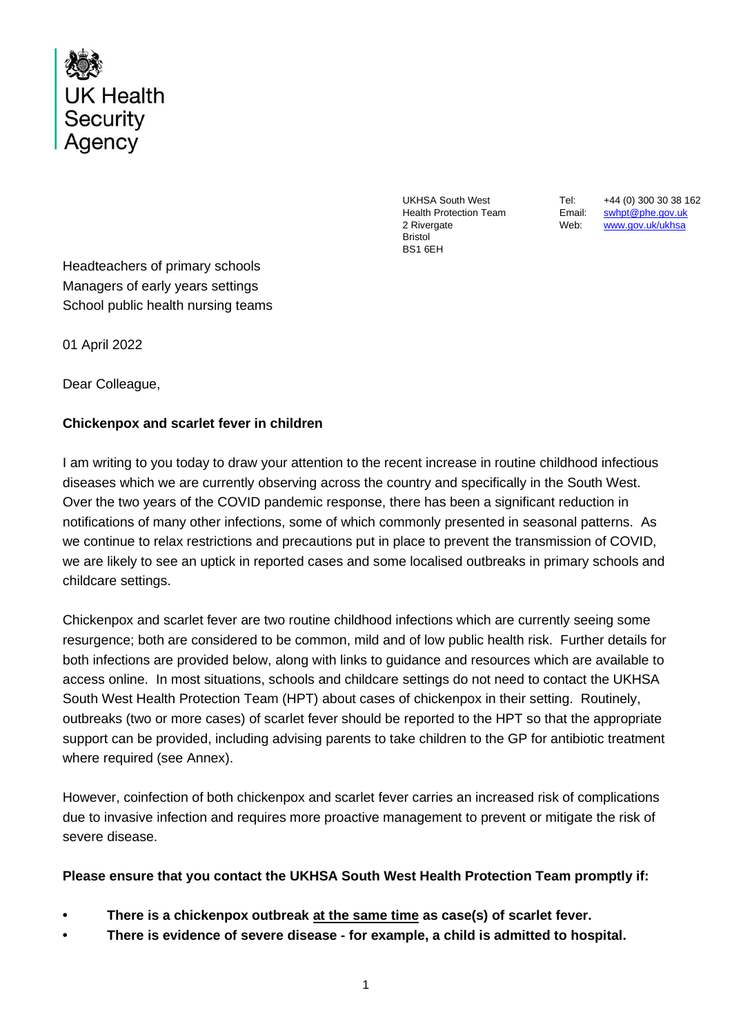UK Health Security Agency

UKHSA South West
Health Protection Team
2 Rivergate
Bristol
BS1 6EH

Tel: +44 (0) 300 30 38 162
Email: swhpt@phe.gov.uk
Web: www.gov.uk/ukhsa

Headteachers of primary schools
Managers of early years settings
School public health nursing teams

01 April 2022

Dear Colleague,

**Chickenpox and scarlet fever in children**

I am writing to you today to draw your attention to the recent increase in routine childhood infectious diseases which we are currently observing across the country and specifically in the South West. Over the two years of the COVID pandemic response, there has been a significant reduction in notifications of many other infections, some of which commonly presented in seasonal patterns. As we continue to relax restrictions and precautions put in place to prevent the transmission of COVID, we are likely to see an uptick in reported cases and some localised outbreaks in primary schools and childcare settings.

Chickenpox and scarlet fever are two routine childhood infections which are currently seeing some resurgence; both are considered to be common, mild and of low public health risk. Further details for both infections are provided below, along with links to guidance and resources which are available to access online. In most situations, schools and childcare settings do not need to contact the UKHSA South West Health Protection Team (HPT) about cases of chickenpox in their setting. Routinely, outbreaks (two or more cases) of scarlet fever should be reported to the HPT so that the appropriate support can be provided, including advising parents to take children to the GP for antibiotic treatment where required (see Annex).

However, coinfection of both chickenpox and scarlet fever carries an increased risk of complications due to invasive infection and requires more proactive management to prevent or mitigate the risk of severe disease.

**Please ensure that you contact the UKHSA South West Health Protection Team promptly if:**

- **There is a chickenpox outbreak <u>at the same time</u> as case(s) of scarlet fever.**
- **There is evidence of severe disease - for example, a child is admitted to hospital.**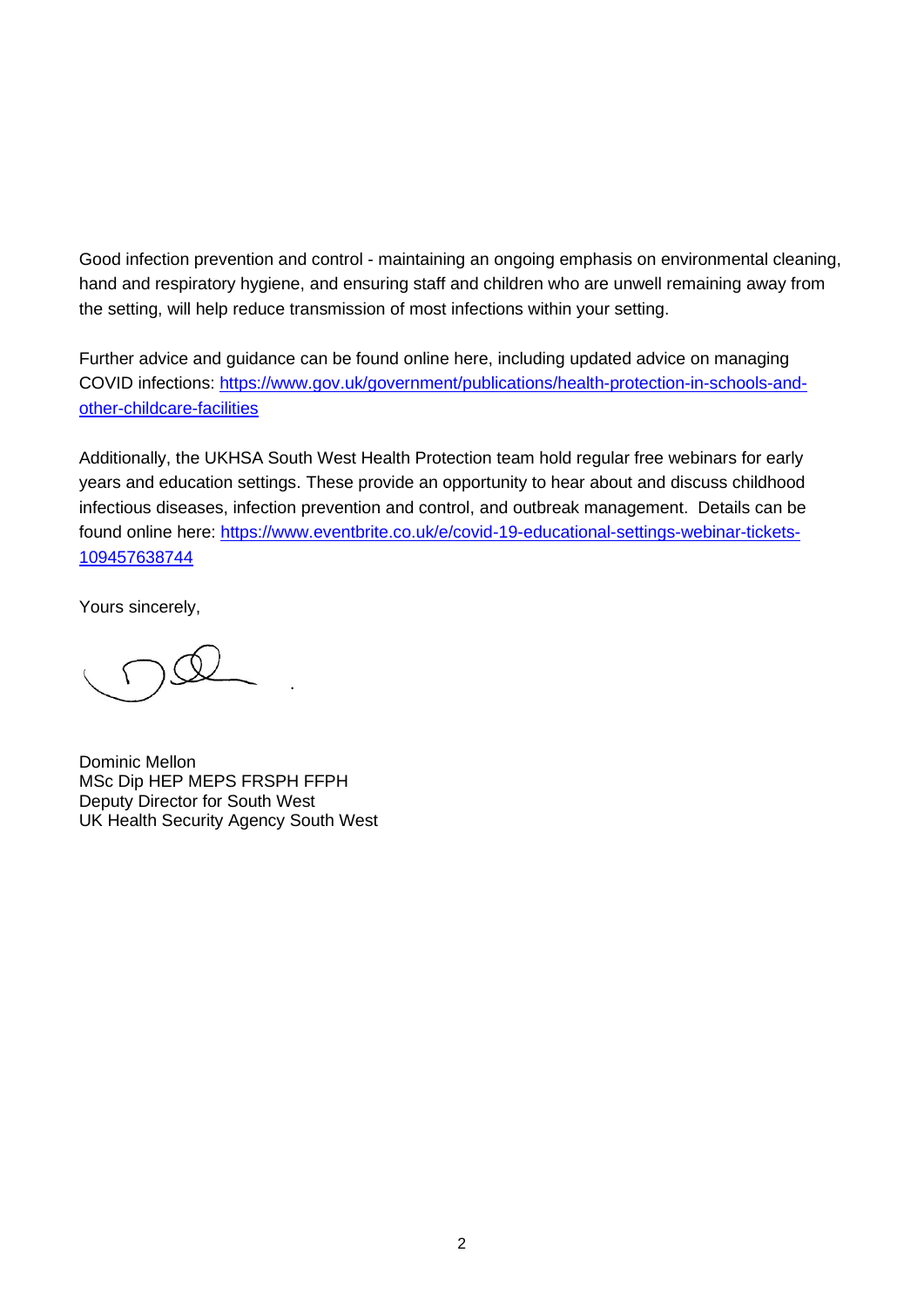Good infection prevention and control - maintaining an ongoing emphasis on environmental cleaning, hand and respiratory hygiene, and ensuring staff and children who are unwell remaining away from the setting, will help reduce transmission of most infections within your setting.

Further advice and guidance can be found online here, including updated advice on managing COVID infections: [https://www.gov.uk/government/publications/health-protection-in-schools-and-other-childcare-facilities](https://www.gov.uk/government/publications/health-protection-in-schools-and-other-childcare-facilities)

Additionally, the UKHSA South West Health Protection team hold regular free webinars for early years and education settings. These provide an opportunity to hear about and discuss childhood infectious diseases, infection prevention and control, and outbreak management. Details can be found online here: [https://www.eventbrite.co.uk/e/covid-19-educational-settings-webinar-tickets-109457638744](https://www.eventbrite.co.uk/e/covid-19-educational-settings-webinar-tickets-109457638744)

Yours sincerely,

Dominic Mellon
MSc Dip HEP MEPS FRSPH FFPH
Deputy Director for South West
UK Health Security Agency South West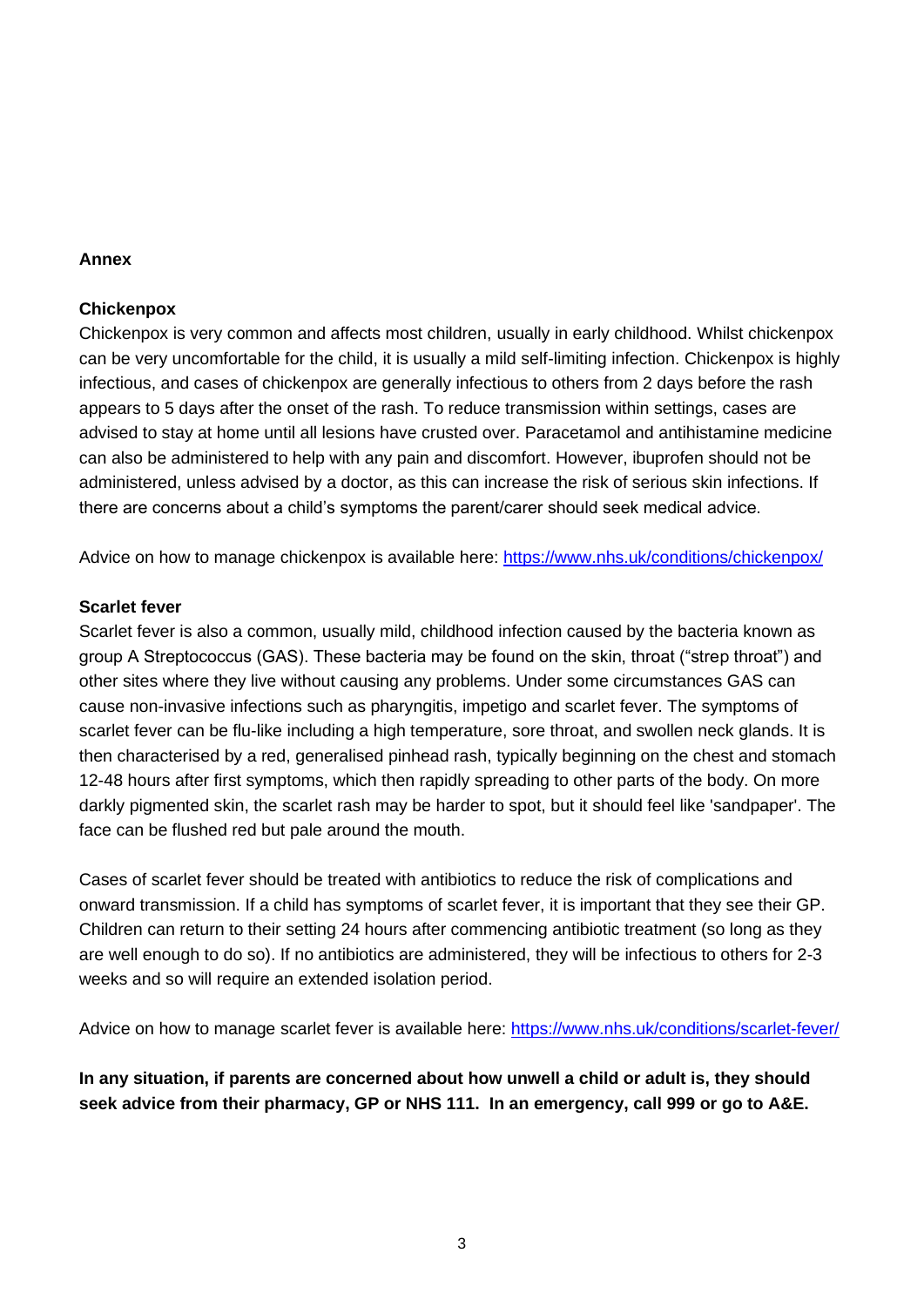## Annex

### Chickenpox

Chickenpox is very common and affects most children, usually in early childhood. Whilst chickenpox can be very uncomfortable for the child, it is usually a mild self-limiting infection. Chickenpox is highly infectious, and cases of chickenpox are generally infectious to others from 2 days before the rash appears to 5 days after the onset of the rash. To reduce transmission within settings, cases are advised to stay at home until all lesions have crusted over. Paracetamol and antihistamine medicine can also be administered to help with any pain and discomfort. However, ibuprofen should not be administered, unless advised by a doctor, as this can increase the risk of serious skin infections. If there are concerns about a child's symptoms the parent/carer should seek medical advice.

Advice on how to manage chickenpox is available here: [https://www.nhs.uk/conditions/chickenpox/](https://www.nhs.uk/conditions/chickenpox/)

### Scarlet fever

Scarlet fever is also a common, usually mild, childhood infection caused by the bacteria known as group A Streptococcus (GAS). These bacteria may be found on the skin, throat ("strep throat") and other sites where they live without causing any problems. Under some circumstances GAS can cause non-invasive infections such as pharyngitis, impetigo and scarlet fever. The symptoms of scarlet fever can be flu-like including a high temperature, sore throat, and swollen neck glands. It is then characterised by a red, generalised pinhead rash, typically beginning on the chest and stomach 12-48 hours after first symptoms, which then rapidly spreading to other parts of the body. On more darkly pigmented skin, the scarlet rash may be harder to spot, but it should feel like 'sandpaper'. The face can be flushed red but pale around the mouth.

Cases of scarlet fever should be treated with antibiotics to reduce the risk of complications and onward transmission. If a child has symptoms of scarlet fever, it is important that they see their GP. Children can return to their setting 24 hours after commencing antibiotic treatment (so long as they are well enough to do so). If no antibiotics are administered, they will be infectious to others for 2-3 weeks and so will require an extended isolation period.

Advice on how to manage scarlet fever is available here: [https://www.nhs.uk/conditions/scarlet-fever/](https://www.nhs.uk/conditions/scarlet-fever/)

**In any situation, if parents are concerned about how unwell a child or adult is, they should seek advice from their pharmacy, GP or NHS 111. In an emergency, call 999 or go to A&E.**